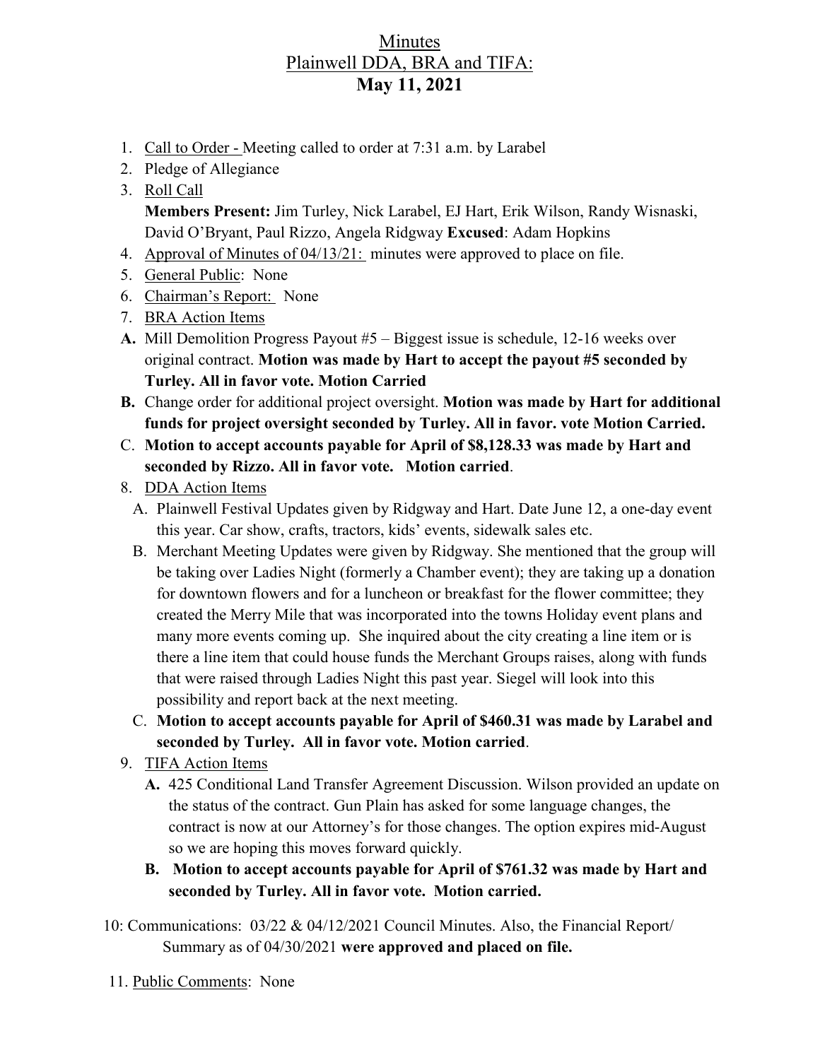# Minutes
## Plainwell DDA, BRA and TIFA:
## May 11, 2021

1. Call to Order - Meeting called to order at 7:31 a.m. by Larabel
2. Pledge of Allegiance
3. Roll Call
   **Members Present:** Jim Turley, Nick Larabel, EJ Hart, Erik Wilson, Randy Wisnaski, David O'Bryant, Paul Rizzo, Angela Ridgway **Excused**: Adam Hopkins
4. Approval of Minutes of 04/13/21: minutes were approved to place on file.
5. General Public: None
6. Chairman's Report: None
7. BRA Action Items

**A.** Mill Demolition Progress Payout #5 – Biggest issue is schedule, 12-16 weeks over original contract. **Motion was made by Hart to accept the payout #5 seconded by Turley. All in favor vote. Motion Carried**

**B.** Change order for additional project oversight. **Motion was made by Hart for additional funds for project oversight seconded by Turley. All in favor. vote Motion Carried.**

C. **Motion to accept accounts payable for April of $8,128.33 was made by Hart and seconded by Rizzo. All in favor vote. Motion carried**.

8. DDA Action Items

   A. Plainwell Festival Updates given by Ridgway and Hart. Date June 12, a one-day event this year. Car show, crafts, tractors, kids' events, sidewalk sales etc.

   B. Merchant Meeting Updates were given by Ridgway. She mentioned that the group will be taking over Ladies Night (formerly a Chamber event); they are taking up a donation for downtown flowers and for a luncheon or breakfast for the flower committee; they created the Merry Mile that was incorporated into the towns Holiday event plans and many more events coming up. She inquired about the city creating a line item or is there a line item that could house funds the Merchant Groups raises, along with funds that were raised through Ladies Night this past year. Siegel will look into this possibility and report back at the next meeting.

   C. **Motion to accept accounts payable for April of $460.31 was made by Larabel and seconded by Turley. All in favor vote. Motion carried**.

9. TIFA Action Items

   **A.** 425 Conditional Land Transfer Agreement Discussion. Wilson provided an update on the status of the contract. Gun Plain has asked for some language changes, the contract is now at our Attorney's for those changes. The option expires mid-August so we are hoping this moves forward quickly.

   **B. Motion to accept accounts payable for April of $761.32 was made by Hart and seconded by Turley. All in favor vote. Motion carried.**

10: Communications: 03/22 & 04/12/2021 Council Minutes. Also, the Financial Report/ Summary as of 04/30/2021 **were approved and placed on file.**

11. Public Comments: None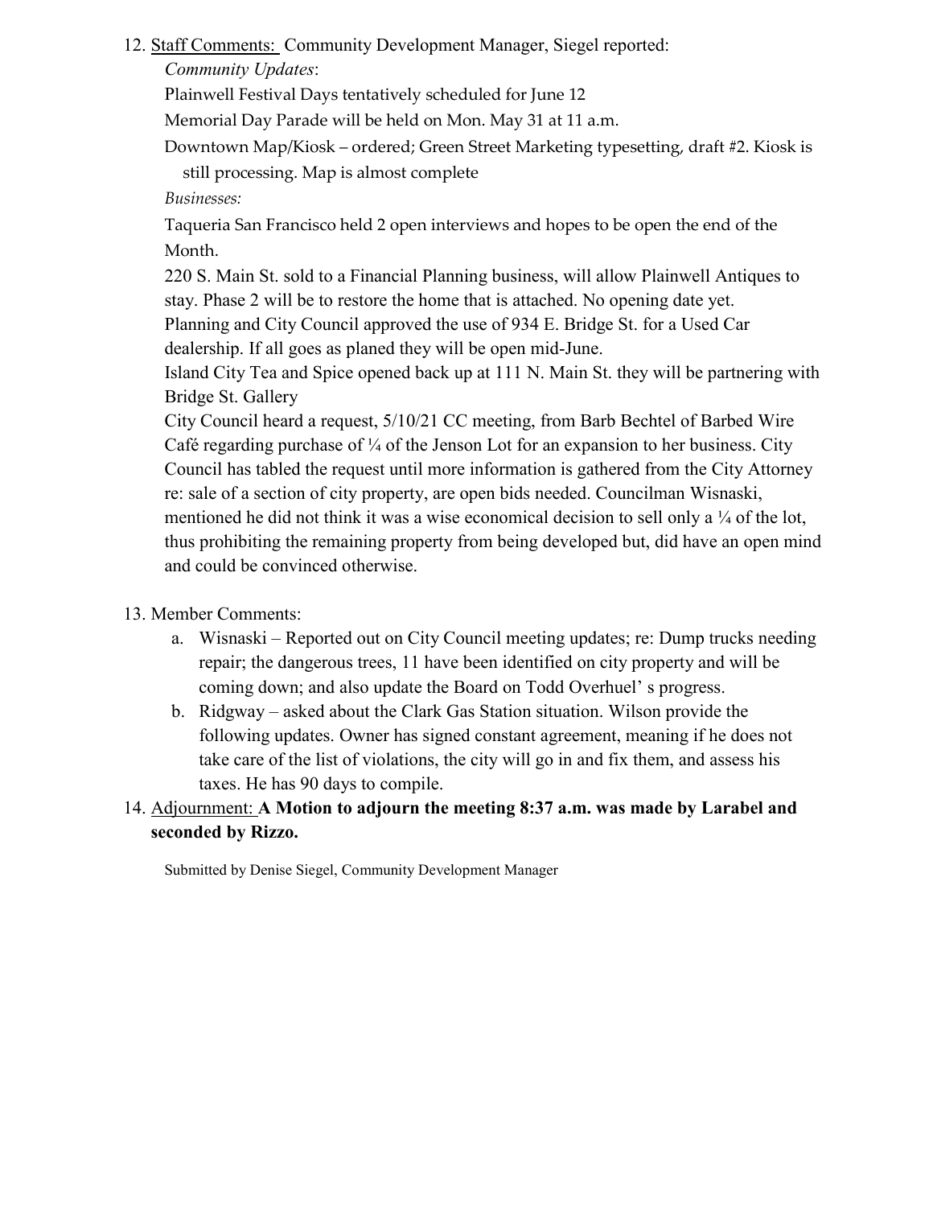12. Staff Comments: Community Development Manager, Siegel reported:

    *Community Updates*:

    Plainwell Festival Days tentatively scheduled for June 12

    Memorial Day Parade will be held on Mon. May 31 at 11 a.m.

    Downtown Map/Kiosk – ordered; Green Street Marketing typesetting, draft #2. Kiosk is still processing. Map is almost complete

    *Businesses:*

    Taqueria San Francisco held 2 open interviews and hopes to be open the end of the Month.

    220 S. Main St. sold to a Financial Planning business, will allow Plainwell Antiques to stay. Phase 2 will be to restore the home that is attached. No opening date yet.

    Planning and City Council approved the use of 934 E. Bridge St. for a Used Car dealership. If all goes as planed they will be open mid-June.

    Island City Tea and Spice opened back up at 111 N. Main St. they will be partnering with Bridge St. Gallery

    City Council heard a request, 5/10/21 CC meeting, from Barb Bechtel of Barbed Wire Café regarding purchase of ¼ of the Jenson Lot for an expansion to her business. City Council has tabled the request until more information is gathered from the City Attorney re: sale of a section of city property, are open bids needed. Councilman Wisnaski, mentioned he did not think it was a wise economical decision to sell only a ¼ of the lot, thus prohibiting the remaining property from being developed but, did have an open mind and could be convinced otherwise.

13. Member Comments:
    a. Wisnaski – Reported out on City Council meeting updates; re: Dump trucks needing repair; the dangerous trees, 11 have been identified on city property and will be coming down; and also update the Board on Todd Overhuel' s progress.
    b. Ridgway – asked about the Clark Gas Station situation. Wilson provide the following updates. Owner has signed constant agreement, meaning if he does not take care of the list of violations, the city will go in and fix them, and assess his taxes. He has 90 days to compile.

14. Adjournment: **A Motion to adjourn the meeting 8:37 a.m. was made by Larabel and seconded by Rizzo.**

Submitted by Denise Siegel, Community Development Manager